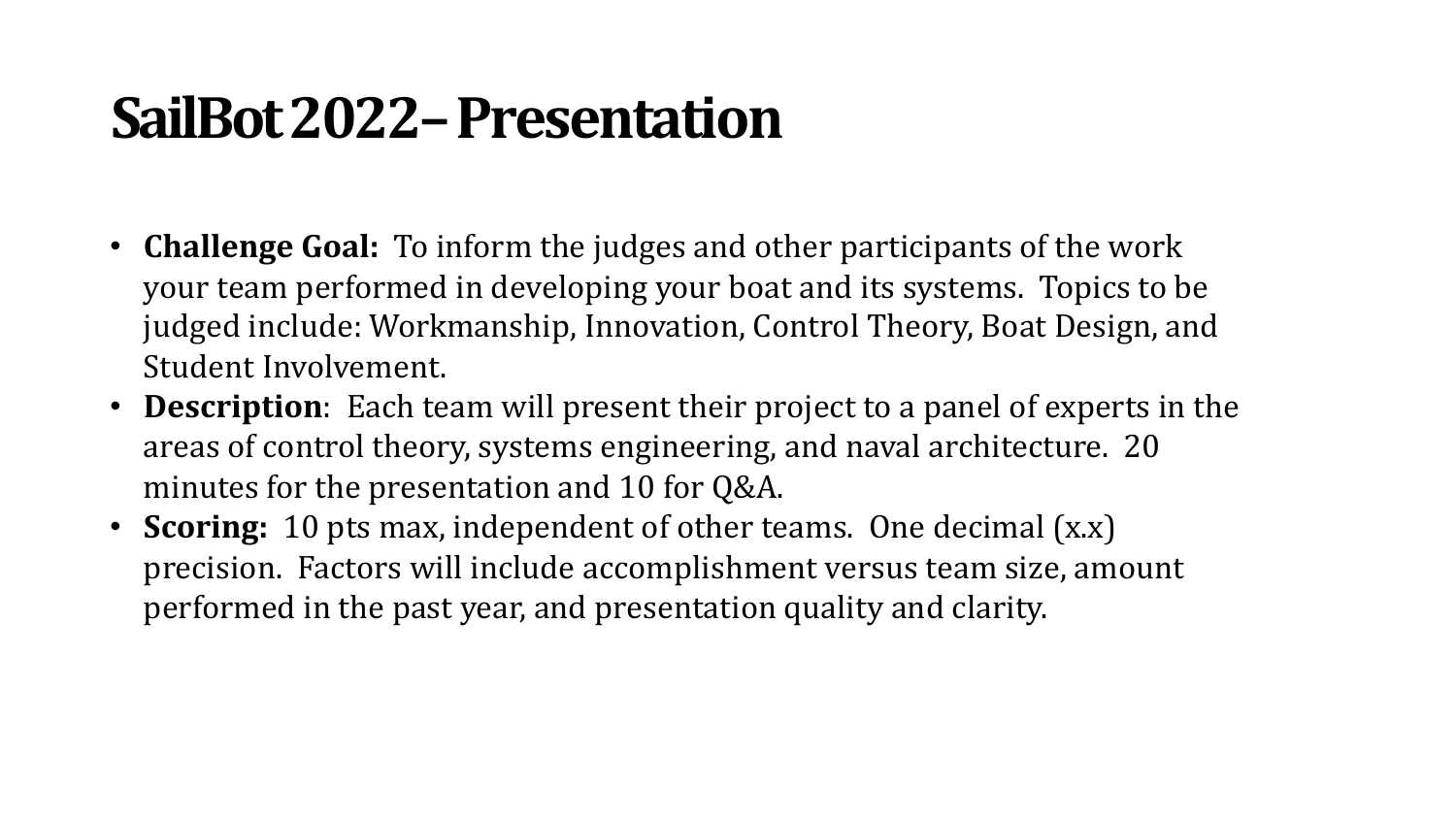# SailBot 2022 – Presentation

- **Challenge Goal:** To inform the judges and other participants of the work your team performed in developing your boat and its systems. Topics to be judged include: Workmanship, Innovation, Control Theory, Boat Design, and Student Involvement.
- **Description**: Each team will present their project to a panel of experts in the areas of control theory, systems engineering, and naval architecture. 20 minutes for the presentation and 10 for Q&A.
- **Scoring:** 10 pts max, independent of other teams. One decimal (x.x) precision. Factors will include accomplishment versus team size, amount performed in the past year, and presentation quality and clarity.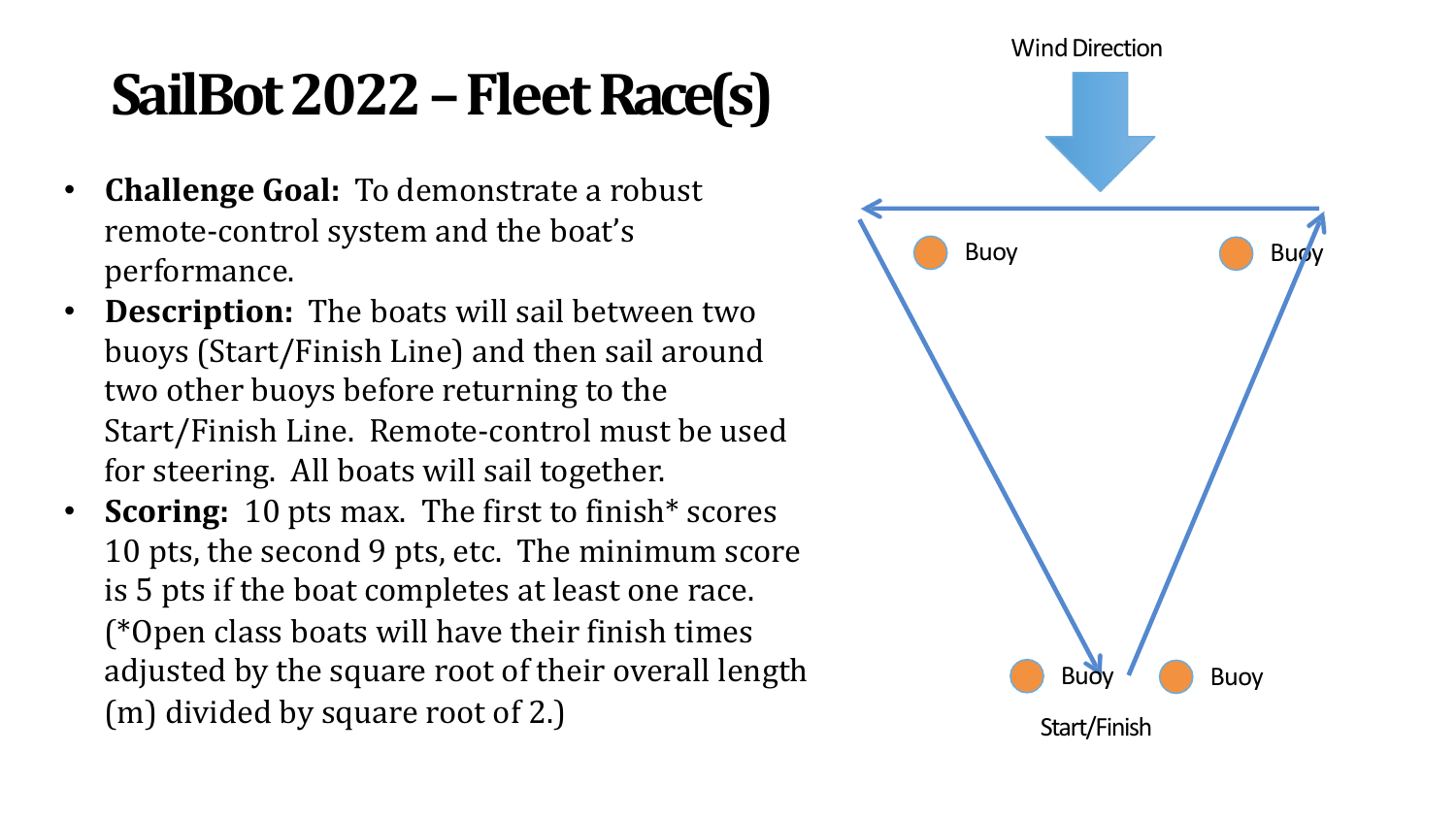# SailBot 2022 – Fleet Race(s)

- **Challenge Goal:** To demonstrate a robust remote-control system and the boat's performance.
- **Description:** The boats will sail between two buoys (Start/Finish Line) and then sail around two other buoys before returning to the Start/Finish Line. Remote-control must be used for steering. All boats will sail together.
- **Scoring:** 10 pts max. The first to finish* scores 10 pts, the second 9 pts, etc. The minimum score is 5 pts if the boat completes at least one race. (*Open class boats will have their finish times adjusted by the square root of their overall length (m) divided by square root of 2.)

Wind Direction

Buoy Buoy

Buoy Buoy

Start/Finish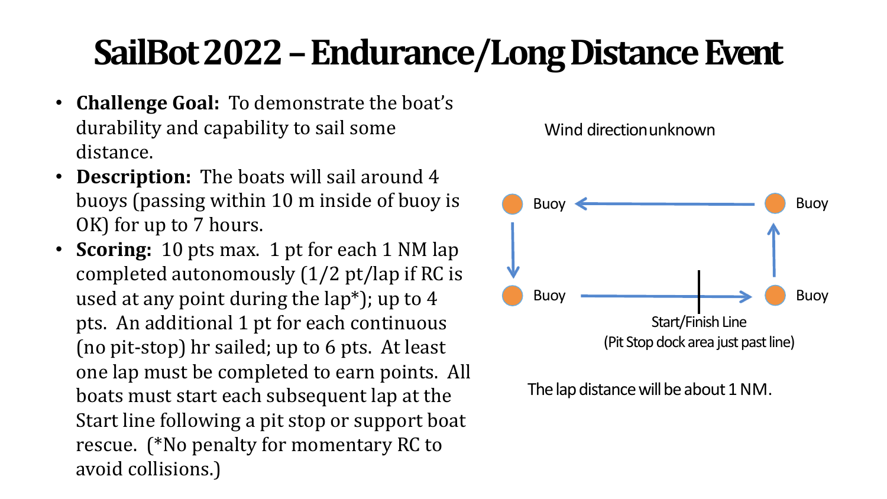# SailBot 2022 – Endurance/Long Distance Event

- **Challenge Goal:** To demonstrate the boat's durability and capability to sail some distance.
- **Description:** The boats will sail around 4 buoys (passing within 10 m inside of buoy is OK) for up to 7 hours.
- **Scoring:** 10 pts max. 1 pt for each 1 NM lap completed autonomously (1/2 pt/lap if RC is used at any point during the lap*); up to 4 pts. An additional 1 pt for each continuous (no pit-stop) hr sailed; up to 6 pts. At least one lap must be completed to earn points. All boats must start each subsequent lap at the Start line following a pit stop or support boat rescue. (*No penalty for momentary RC to avoid collisions.)

Wind direction unknown

Buoy ← Buoy

Buoy → Buoy

Start/Finish Line
(Pit Stop dock area just past line)

The lap distance will be about 1 NM.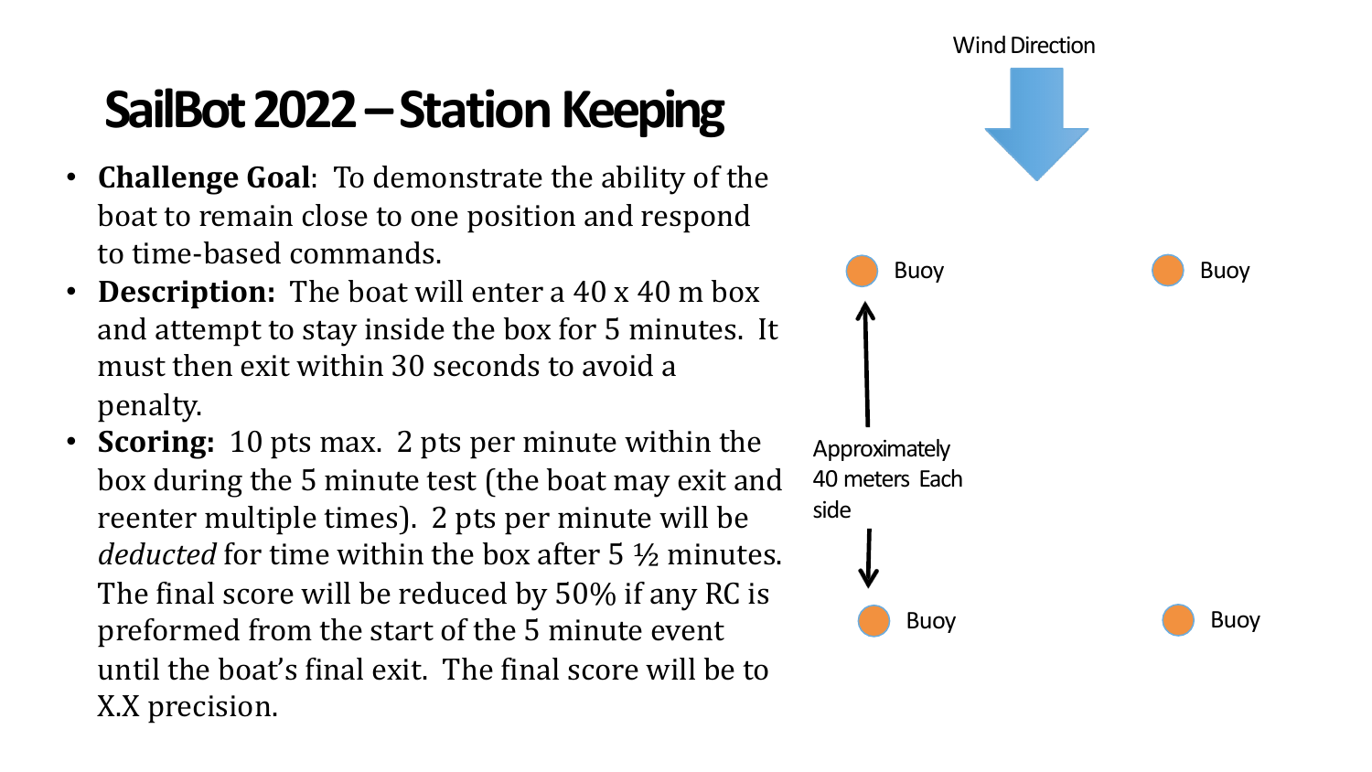# SailBot 2022 – Station Keeping

- **Challenge Goal**: To demonstrate the ability of the boat to remain close to one position and respond to time-based commands.
- **Description:** The boat will enter a 40 x 40 m box and attempt to stay inside the box for 5 minutes. It must then exit within 30 seconds to avoid a penalty.
- **Scoring:** 10 pts max. 2 pts per minute within the box during the 5 minute test (the boat may exit and reenter multiple times). 2 pts per minute will be *deducted* for time within the box after 5 ½ minutes. The final score will be reduced by 50% if any RC is preformed from the start of the 5 minute event until the boat's final exit. The final score will be to X.X precision.

Wind Direction

Buoy

Buoy

Approximately 40 meters Each side

Buoy

Buoy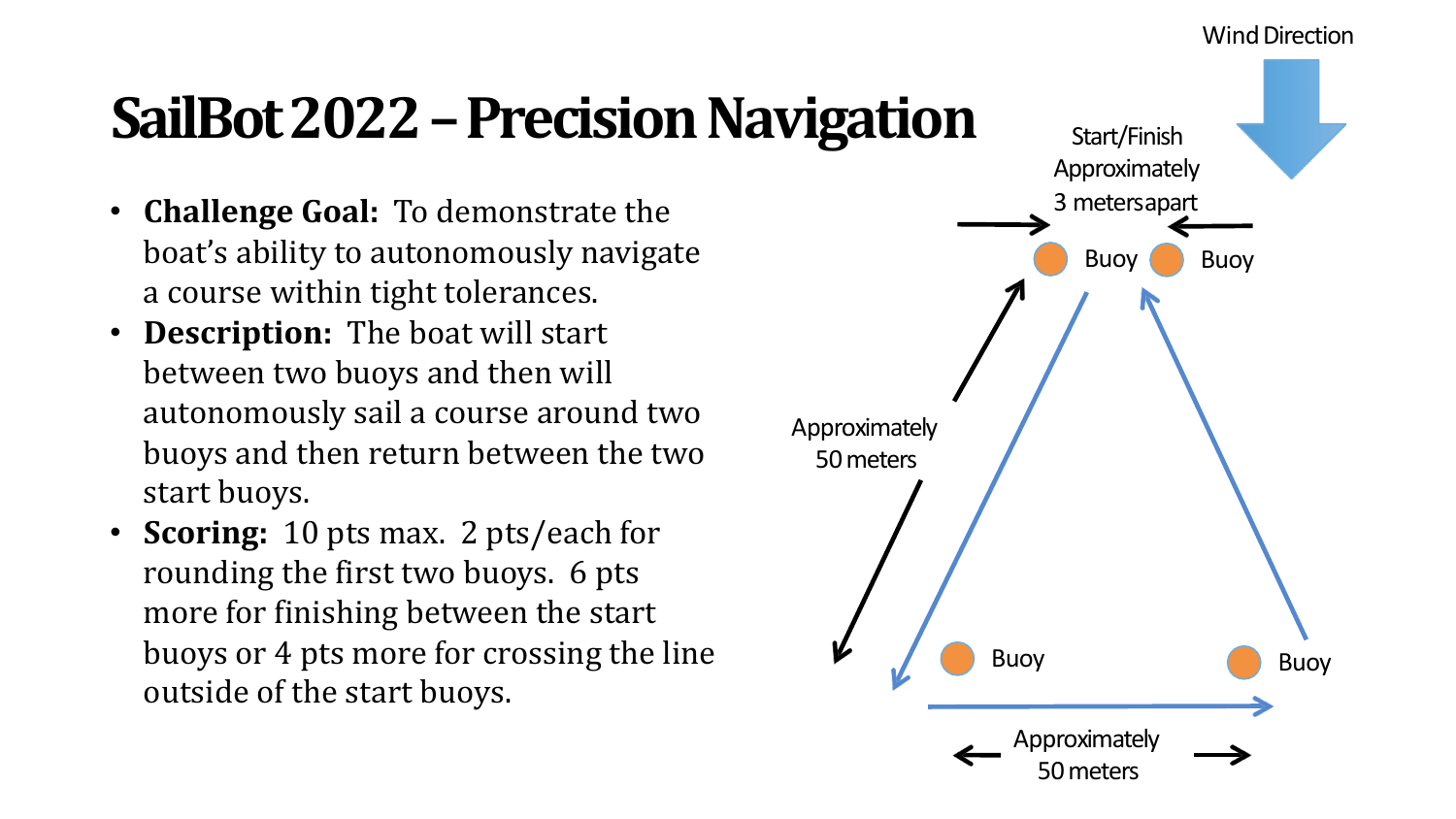# SailBot 2022 – Precision Navigation

- **Challenge Goal:** To demonstrate the boat's ability to autonomously navigate a course within tight tolerances.
- **Description:** The boat will start between two buoys and then will autonomously sail a course around two buoys and then return between the two start buoys.
- **Scoring:** 10 pts max. 2 pts/each for rounding the first two buoys. 6 pts more for finishing between the start buoys or 4 pts more for crossing the line outside of the start buoys.

Wind Direction

Start/Finish
Approximately
3 meters apart

Buoy Buoy

Approximately
50 meters

Buoy Buoy

Approximately
50 meters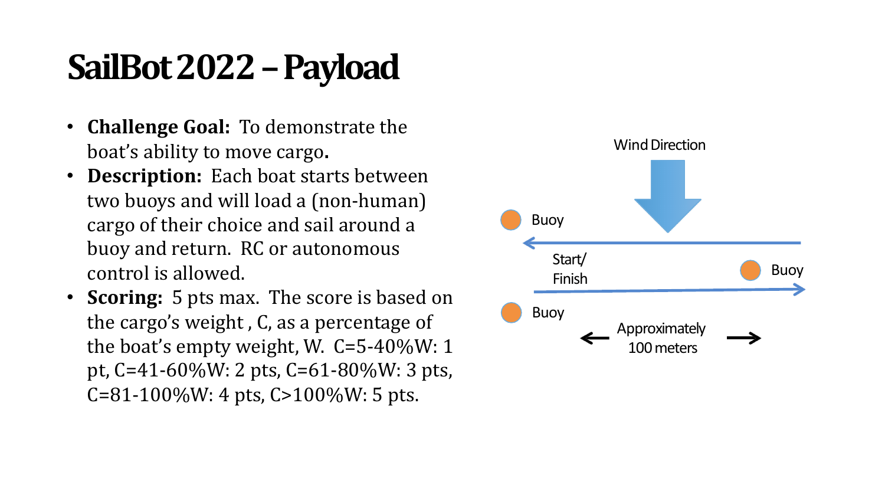# SailBot 2022 – Payload

- **Challenge Goal:** To demonstrate the boat's ability to move cargo**.**
- **Description:** Each boat starts between two buoys and will load a (non-human) cargo of their choice and sail around a buoy and return. RC or autonomous control is allowed.
- **Scoring:** 5 pts max. The score is based on the cargo's weight , C, as a percentage of the boat's empty weight, W. C=5-40%W: 1 pt, C=41-60%W: 2 pts, C=61-80%W: 3 pts, C=81-100%W: 4 pts, C>100%W: 5 pts.

Wind Direction

Buoy

Start/ Finish

Buoy

Buoy

Approximately 100 meters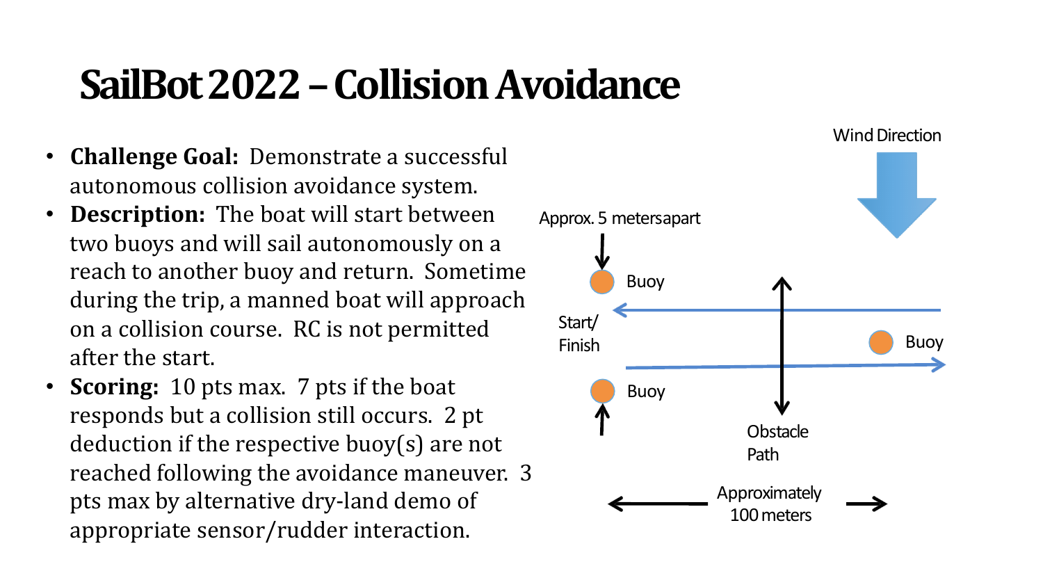# SailBot 2022 – Collision Avoidance

- **Challenge Goal:** Demonstrate a successful autonomous collision avoidance system.
- **Description:** The boat will start between two buoys and will sail autonomously on a reach to another buoy and return. Sometime during the trip, a manned boat will approach on a collision course. RC is not permitted after the start.
- **Scoring:** 10 pts max. 7 pts if the boat responds but a collision still occurs. 2 pt deduction if the respective buoy(s) are not reached following the avoidance maneuver. 3 pts max by alternative dry-land demo of appropriate sensor/rudder interaction.

Wind Direction

Approx. 5 metersapart

Buoy

Start/ Finish

Buoy

Buoy

Obstacle Path

Approximately 100 meters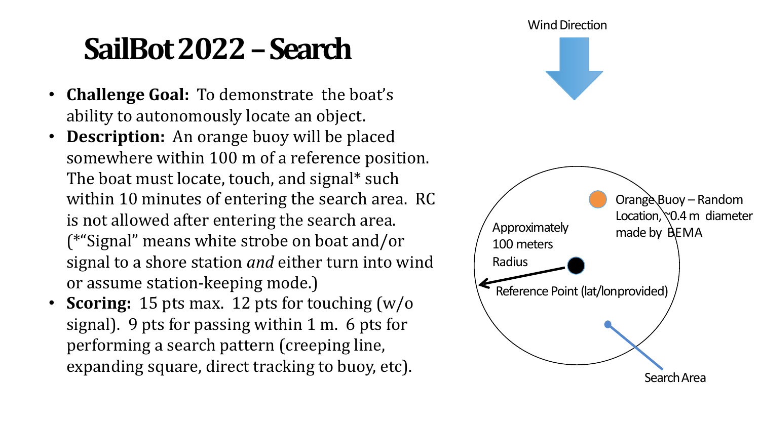# SailBot 2022 – Search

- **Challenge Goal:** To demonstrate the boat's ability to autonomously locate an object.
- **Description:** An orange buoy will be placed somewhere within 100 m of a reference position. The boat must locate, touch, and signal* such within 10 minutes of entering the search area. RC is not allowed after entering the search area. (*"Signal" means white strobe on boat and/or signal to a shore station *and* either turn into wind or assume station-keeping mode.)
- **Scoring:** 15 pts max. 12 pts for touching (w/o signal). 9 pts for passing within 1 m. 6 pts for performing a search pattern (creeping line, expanding square, direct tracking to buoy, etc).

Wind Direction

Orange Buoy – Random Location, ~0.4 m diameter made by BEMA

Approximately 100 meters Radius

Reference Point (lat/lonprovided)

Search Area